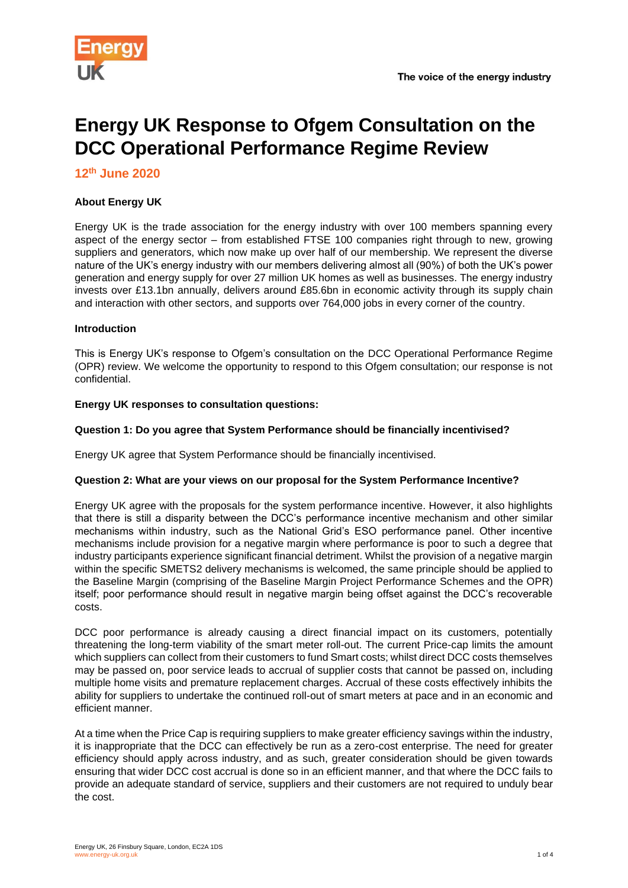# Energy UK Response to Ofgem Consultation on the DCC Operational Performance Regime Review

**12th June 2020**

**About Energy UK**

Energy UK is the trade association for the energy industry with over 100 members spanning every aspect of the energy sector – from established FTSE 100 companies right through to new, growing suppliers and generators, which now make up over half of our membership. We represent the diverse nature of the UK's energy industry with our members delivering almost all (90%) of both the UK's power generation and energy supply for over 27 million UK homes as well as businesses. The energy industry invests over £13.1bn annually, delivers around £85.6bn in economic activity through its supply chain and interaction with other sectors, and supports over 764,000 jobs in every corner of the country.

**Introduction**

This is Energy UK's response to Ofgem's consultation on the DCC Operational Performance Regime (OPR) review. We welcome the opportunity to respond to this Ofgem consultation; our response is not confidential.

**Energy UK responses to consultation questions:**

**Question 1: Do you agree that System Performance should be financially incentivised?**

Energy UK agree that System Performance should be financially incentivised.

**Question 2: What are your views on our proposal for the System Performance Incentive?**

Energy UK agree with the proposals for the system performance incentive. However, it also highlights that there is still a disparity between the DCC's performance incentive mechanism and other similar mechanisms within industry, such as the National Grid's ESO performance panel. Other incentive mechanisms include provision for a negative margin where performance is poor to such a degree that industry participants experience significant financial detriment. Whilst the provision of a negative margin within the specific SMETS2 delivery mechanisms is welcomed, the same principle should be applied to the Baseline Margin (comprising of the Baseline Margin Project Performance Schemes and the OPR) itself; poor performance should result in negative margin being offset against the DCC's recoverable costs.

DCC poor performance is already causing a direct financial impact on its customers, potentially threatening the long-term viability of the smart meter roll-out. The current Price-cap limits the amount which suppliers can collect from their customers to fund Smart costs; whilst direct DCC costs themselves may be passed on, poor service leads to accrual of supplier costs that cannot be passed on, including multiple home visits and premature replacement charges. Accrual of these costs effectively inhibits the ability for suppliers to undertake the continued roll-out of smart meters at pace and in an economic and efficient manner.

At a time when the Price Cap is requiring suppliers to make greater efficiency savings within the industry, it is inappropriate that the DCC can effectively be run as a zero-cost enterprise. The need for greater efficiency should apply across industry, and as such, greater consideration should be given towards ensuring that wider DCC cost accrual is done so in an efficient manner, and that where the DCC fails to provide an adequate standard of service, suppliers and their customers are not required to unduly bear the cost.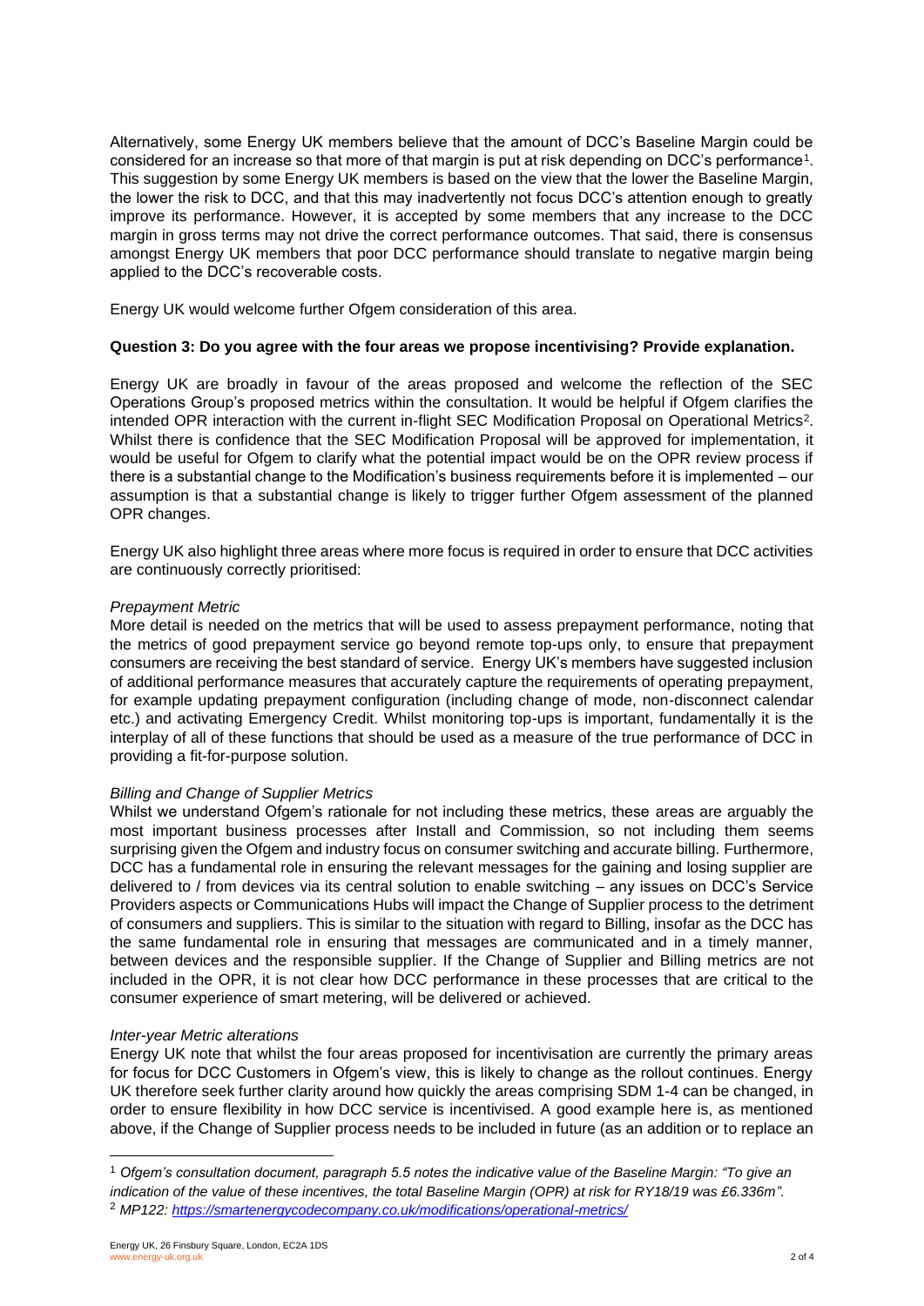Alternatively, some Energy UK members believe that the amount of DCC's Baseline Margin could be considered for an increase so that more of that margin is put at risk depending on DCC's performance[1]. This suggestion by some Energy UK members is based on the view that the lower the Baseline Margin, the lower the risk to DCC, and that this may inadvertently not focus DCC's attention enough to greatly improve its performance. However, it is accepted by some members that any increase to the DCC margin in gross terms may not drive the correct performance outcomes. That said, there is consensus amongst Energy UK members that poor DCC performance should translate to negative margin being applied to the DCC's recoverable costs.

Energy UK would welcome further Ofgem consideration of this area.

**Question 3: Do you agree with the four areas we propose incentivising? Provide explanation.**

Energy UK are broadly in favour of the areas proposed and welcome the reflection of the SEC Operations Group's proposed metrics within the consultation. It would be helpful if Ofgem clarifies the intended OPR interaction with the current in-flight SEC Modification Proposal on Operational Metrics[2]. Whilst there is confidence that the SEC Modification Proposal will be approved for implementation, it would be useful for Ofgem to clarify what the potential impact would be on the OPR review process if there is a substantial change to the Modification's business requirements before it is implemented – our assumption is that a substantial change is likely to trigger further Ofgem assessment of the planned OPR changes.

Energy UK also highlight three areas where more focus is required in order to ensure that DCC activities are continuously correctly prioritised:

*Prepayment Metric*
More detail is needed on the metrics that will be used to assess prepayment performance, noting that the metrics of good prepayment service go beyond remote top-ups only, to ensure that prepayment consumers are receiving the best standard of service. Energy UK's members have suggested inclusion of additional performance measures that accurately capture the requirements of operating prepayment, for example updating prepayment configuration (including change of mode, non-disconnect calendar etc.) and activating Emergency Credit. Whilst monitoring top-ups is important, fundamentally it is the interplay of all of these functions that should be used as a measure of the true performance of DCC in providing a fit-for-purpose solution.

*Billing and Change of Supplier Metrics*
Whilst we understand Ofgem's rationale for not including these metrics, these areas are arguably the most important business processes after Install and Commission, so not including them seems surprising given the Ofgem and industry focus on consumer switching and accurate billing. Furthermore, DCC has a fundamental role in ensuring the relevant messages for the gaining and losing supplier are delivered to / from devices via its central solution to enable switching – any issues on DCC's Service Providers aspects or Communications Hubs will impact the Change of Supplier process to the detriment of consumers and suppliers. This is similar to the situation with regard to Billing, insofar as the DCC has the same fundamental role in ensuring that messages are communicated and in a timely manner, between devices and the responsible supplier. If the Change of Supplier and Billing metrics are not included in the OPR, it is not clear how DCC performance in these processes that are critical to the consumer experience of smart metering, will be delivered or achieved.

*Inter-year Metric alterations*
Energy UK note that whilst the four areas proposed for incentivisation are currently the primary areas for focus for DCC Customers in Ofgem's view, this is likely to change as the rollout continues. Energy UK therefore seek further clarity around how quickly the areas comprising SDM 1-4 can be changed, in order to ensure flexibility in how DCC service is incentivised. A good example here is, as mentioned above, if the Change of Supplier process needs to be included in future (as an addition or to replace an

---

[1] *Ofgem's consultation document, paragraph 5.5 notes the indicative value of the Baseline Margin: "To give an indication of the value of these incentives, the total Baseline Margin (OPR) at risk for RY18/19 was £6.336m".*

[2] *MP122: https://smartenergycodecompany.co.uk/modifications/operational-metrics/*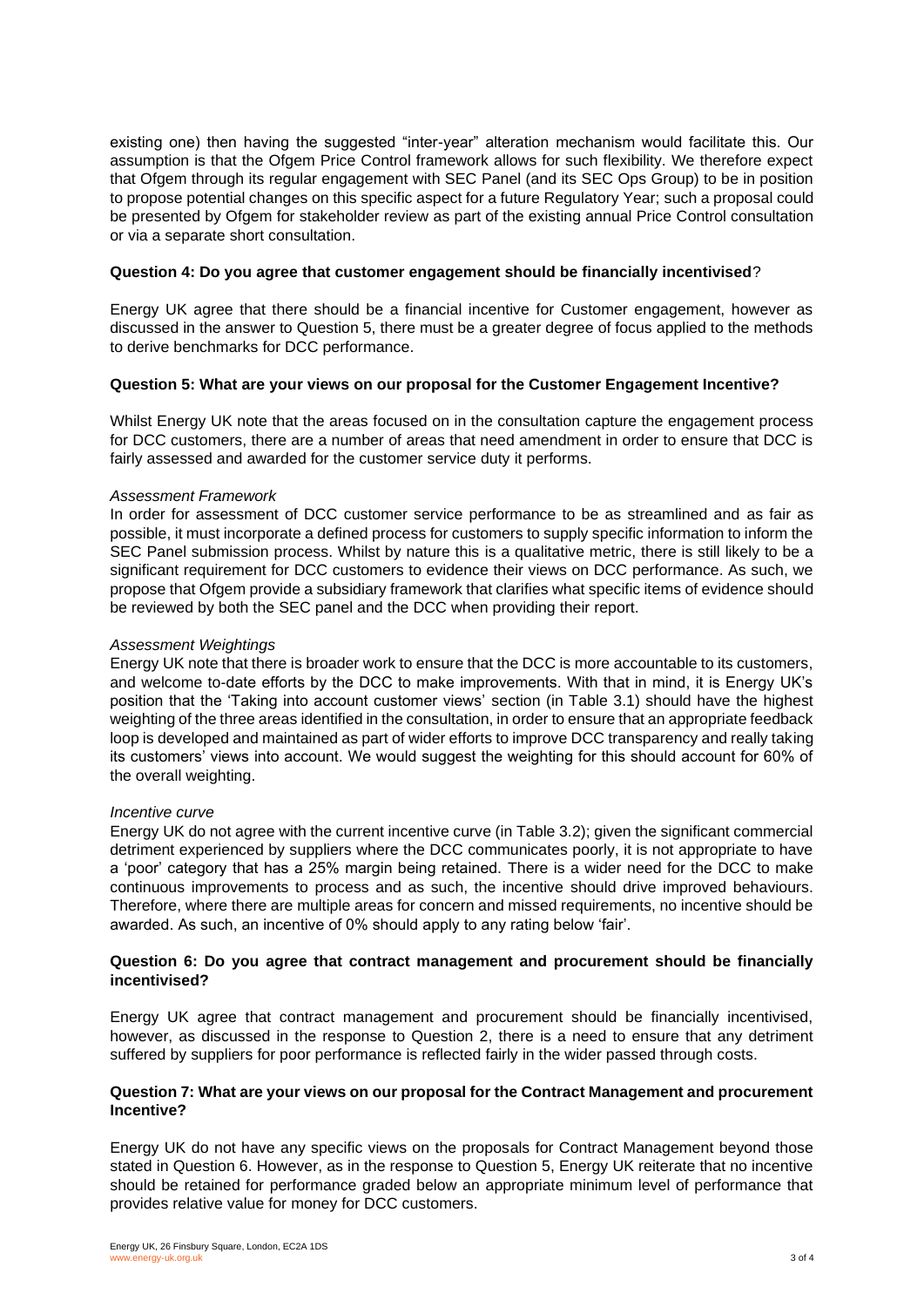existing one) then having the suggested "inter-year" alteration mechanism would facilitate this. Our assumption is that the Ofgem Price Control framework allows for such flexibility. We therefore expect that Ofgem through its regular engagement with SEC Panel (and its SEC Ops Group) to be in position to propose potential changes on this specific aspect for a future Regulatory Year; such a proposal could be presented by Ofgem for stakeholder review as part of the existing annual Price Control consultation or via a separate short consultation.

**Question 4: Do you agree that customer engagement should be financially incentivised**?

Energy UK agree that there should be a financial incentive for Customer engagement, however as discussed in the answer to Question 5, there must be a greater degree of focus applied to the methods to derive benchmarks for DCC performance.

**Question 5: What are your views on our proposal for the Customer Engagement Incentive?**

Whilst Energy UK note that the areas focused on in the consultation capture the engagement process for DCC customers, there are a number of areas that need amendment in order to ensure that DCC is fairly assessed and awarded for the customer service duty it performs.

*Assessment Framework*
In order for assessment of DCC customer service performance to be as streamlined and as fair as possible, it must incorporate a defined process for customers to supply specific information to inform the SEC Panel submission process. Whilst by nature this is a qualitative metric, there is still likely to be a significant requirement for DCC customers to evidence their views on DCC performance. As such, we propose that Ofgem provide a subsidiary framework that clarifies what specific items of evidence should be reviewed by both the SEC panel and the DCC when providing their report.

*Assessment Weightings*
Energy UK note that there is broader work to ensure that the DCC is more accountable to its customers, and welcome to-date efforts by the DCC to make improvements. With that in mind, it is Energy UK's position that the 'Taking into account customer views' section (in Table 3.1) should have the highest weighting of the three areas identified in the consultation, in order to ensure that an appropriate feedback loop is developed and maintained as part of wider efforts to improve DCC transparency and really taking its customers' views into account. We would suggest the weighting for this should account for 60% of the overall weighting.

*Incentive curve*
Energy UK do not agree with the current incentive curve (in Table 3.2); given the significant commercial detriment experienced by suppliers where the DCC communicates poorly, it is not appropriate to have a 'poor' category that has a 25% margin being retained. There is a wider need for the DCC to make continuous improvements to process and as such, the incentive should drive improved behaviours. Therefore, where there are multiple areas for concern and missed requirements, no incentive should be awarded. As such, an incentive of 0% should apply to any rating below 'fair'.

**Question 6: Do you agree that contract management and procurement should be financially incentivised?**

Energy UK agree that contract management and procurement should be financially incentivised, however, as discussed in the response to Question 2, there is a need to ensure that any detriment suffered by suppliers for poor performance is reflected fairly in the wider passed through costs.

**Question 7: What are your views on our proposal for the Contract Management and procurement Incentive?**

Energy UK do not have any specific views on the proposals for Contract Management beyond those stated in Question 6. However, as in the response to Question 5, Energy UK reiterate that no incentive should be retained for performance graded below an appropriate minimum level of performance that provides relative value for money for DCC customers.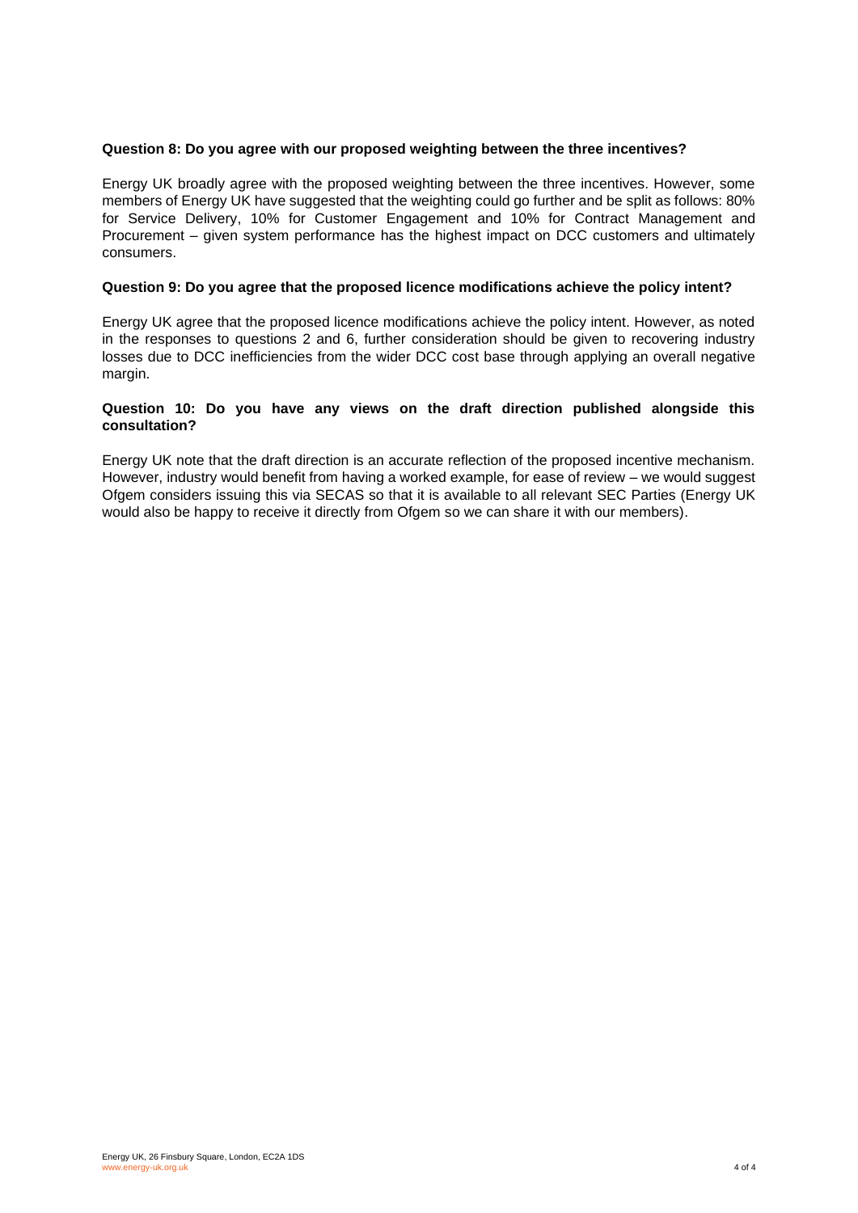**Question 8: Do you agree with our proposed weighting between the three incentives?**

Energy UK broadly agree with the proposed weighting between the three incentives. However, some members of Energy UK have suggested that the weighting could go further and be split as follows: 80% for Service Delivery, 10% for Customer Engagement and 10% for Contract Management and Procurement – given system performance has the highest impact on DCC customers and ultimately consumers.

**Question 9: Do you agree that the proposed licence modifications achieve the policy intent?**

Energy UK agree that the proposed licence modifications achieve the policy intent. However, as noted in the responses to questions 2 and 6, further consideration should be given to recovering industry losses due to DCC inefficiencies from the wider DCC cost base through applying an overall negative margin.

**Question 10: Do you have any views on the draft direction published alongside this consultation?**

Energy UK note that the draft direction is an accurate reflection of the proposed incentive mechanism. However, industry would benefit from having a worked example, for ease of review – we would suggest Ofgem considers issuing this via SECAS so that it is available to all relevant SEC Parties (Energy UK would also be happy to receive it directly from Ofgem so we can share it with our members).